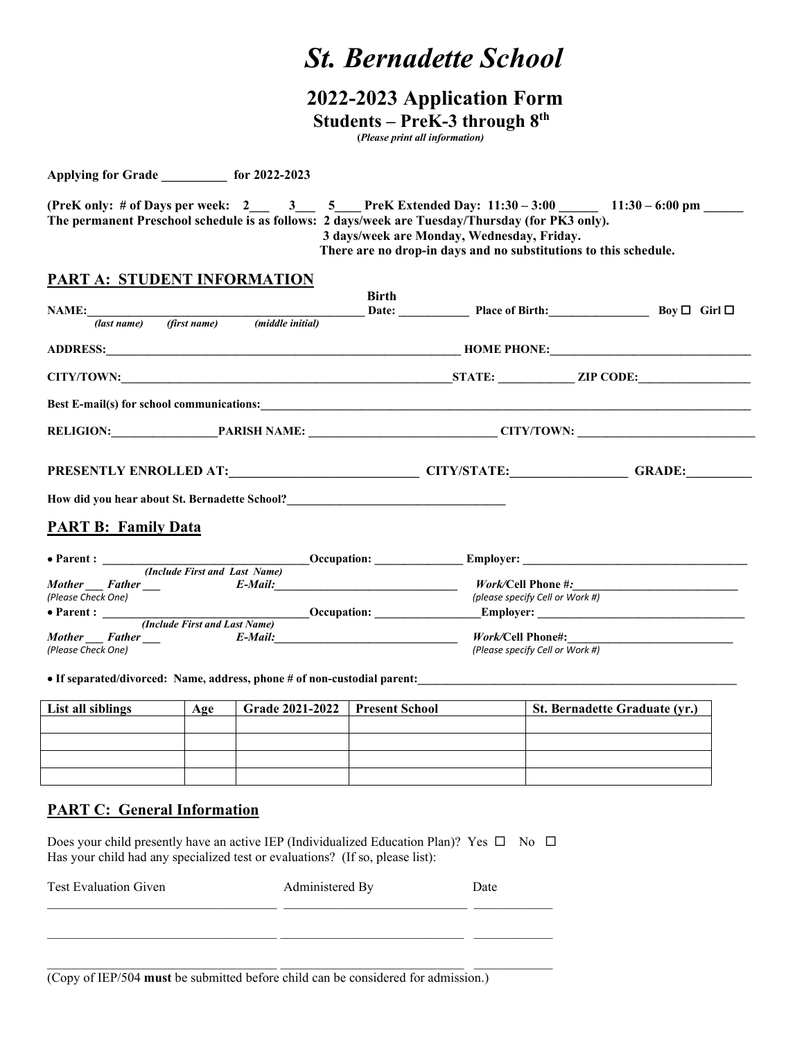# *St. Bernadette School*

## 2022-2023 Application Form

### Students – PreK-3 through 8th

(*Please print all information*)

**Applying for Grade __________ for 2022-2023**

**(PreK only: # of Days per week: 2___ 3___ 5____ PreK Extended Day: 11:30 – 3:00 ______ 11:30 – 6:00 pm ______**
**The permanent Preschool schedule is as follows: 2 days/week are Tuesday/Thursday (for PK3 only).**
**3 days/week are Monday, Wednesday, Friday.**
**There are no drop-in days and no substitutions to this schedule.**

## PART A: STUDENT INFORMATION

**NAME:**_______________________________________________ **Birth Date:** ___________ **Place of Birth:**_________________ **Boy** ☐ **Girl** ☐
*(last name) (first name) (middle initial)*

**ADDRESS:**_____________________________________________________________ **HOME PHONE:**__________________________________

**CITY/TOWN:**__________________________________________________________**STATE:** ____________ **ZIP CODE:**___________________

**Best E-mail(s) for school communications:**_____________________________________________________________________________________

**RELIGION:**_________________**PARISH NAME:** _______________________________ **CITY/TOWN:** ______________________________

**PRESENTLY ENROLLED AT:**_____________________________ **CITY/STATE:**__________________ **GRADE:**__________

**How did you hear about St. Bernadette School?**_____________________________________

## PART B: Family Data

• **Parent :** __________________________________**Occupation:** _______________ **Employer:** ______________________________________
*(Include First and Last Name)*
***Mother*** ___ ***Father*** ___ ***E-Mail:***_______________________________ ***Work/*Cell Phone #:**_____________________________
*(Please Check One)* *(please specify Cell or Work #)*

• **Parent :** __________________________________**Occupation:** _________________**Employer:** ____________________________________
*(Include First and Last Name)*
***Mother*** ___ ***Father*** ___ ***E-Mail:***_______________________________ ***Work/*Cell Phone#:**_____________________________
*(Please Check One)* *(Please specify Cell or Work #)*

• **If separated/divorced: Name, address, phone # of non-custodial parent:**_________________________________________________________

| List all siblings | Age | Grade 2021-2022 | Present School | St. Bernadette Graduate (yr.) |
|---|---|---|---|---|
| | | | | |
| | | | | |
| | | | | |
| | | | | |

## PART C: General Information

Does your child presently have an active IEP (Individualized Education Plan)? Yes ☐ No ☐
Has your child had any specialized test or evaluations? (If so, please list):

| Test Evaluation Given | Administered By | Date |
|---|---|---|
| ___________________________________ | ____________________________ | ____________ |
| ___________________________________ | ____________________________ | ____________ |
| ___________________________________ | ____________________________ | ____________ |

(Copy of IEP/504 **must** be submitted before child can be considered for admission.)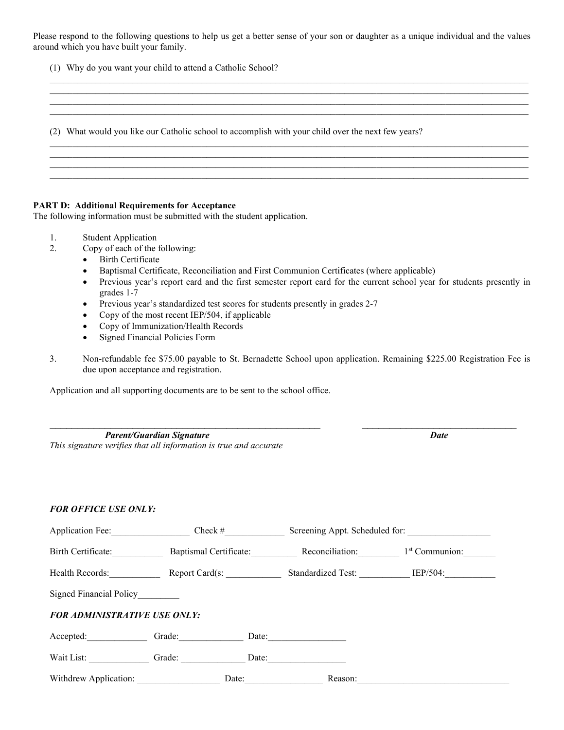Please respond to the following questions to help us get a better sense of your son or daughter as a unique individual and the values around which you have built your family.

(1) Why do you want your child to attend a Catholic School?

______________________________________________________________________________
______________________________________________________________________________
______________________________________________________________________________
______________________________________________________________________________

(2) What would you like our Catholic school to accomplish with your child over the next few years?

______________________________________________________________________________
______________________________________________________________________________
______________________________________________________________________________
______________________________________________________________________________

**PART D: Additional Requirements for Acceptance**

The following information must be submitted with the student application.

1. Student Application
2. Copy of each of the following:
   - Birth Certificate
   - Baptismal Certificate, Reconciliation and First Communion Certificates (where applicable)
   - Previous year's report card and the first semester report card for the current school year for students presently in grades 1-7
   - Previous year's standardized test scores for students presently in grades 2-7
   - Copy of the most recent IEP/504, if applicable
   - Copy of Immunization/Health Records
   - Signed Financial Policies Form
3. Non-refundable fee $75.00 payable to St. Bernadette School upon application. Remaining $225.00 Registration Fee is due upon acceptance and registration.

Application and all supporting documents are to be sent to the school office.

_______________________________________________ _____________________________

***Parent/Guardian Signature*** ***Date***

*This signature verifies that all information is true and accurate*

***FOR OFFICE USE ONLY:***

Application Fee:________________ Check #____________ Screening Appt. Scheduled for: _________________

Birth Certificate:__________ Baptismal Certificate:_________ Reconciliation:________ 1st Communion:_______

Health Records:__________ Report Card(s: ___________ Standardized Test: __________ IEP/504:__________

Signed Financial Policy________

***FOR ADMINISTRATIVE USE ONLY:***

Accepted:____________ Grade:_____________ Date:________________

Wait List: ____________ Grade: _____________ Date:________________

Withdrew Application: _________________ Date:________________ Reason:________________________________